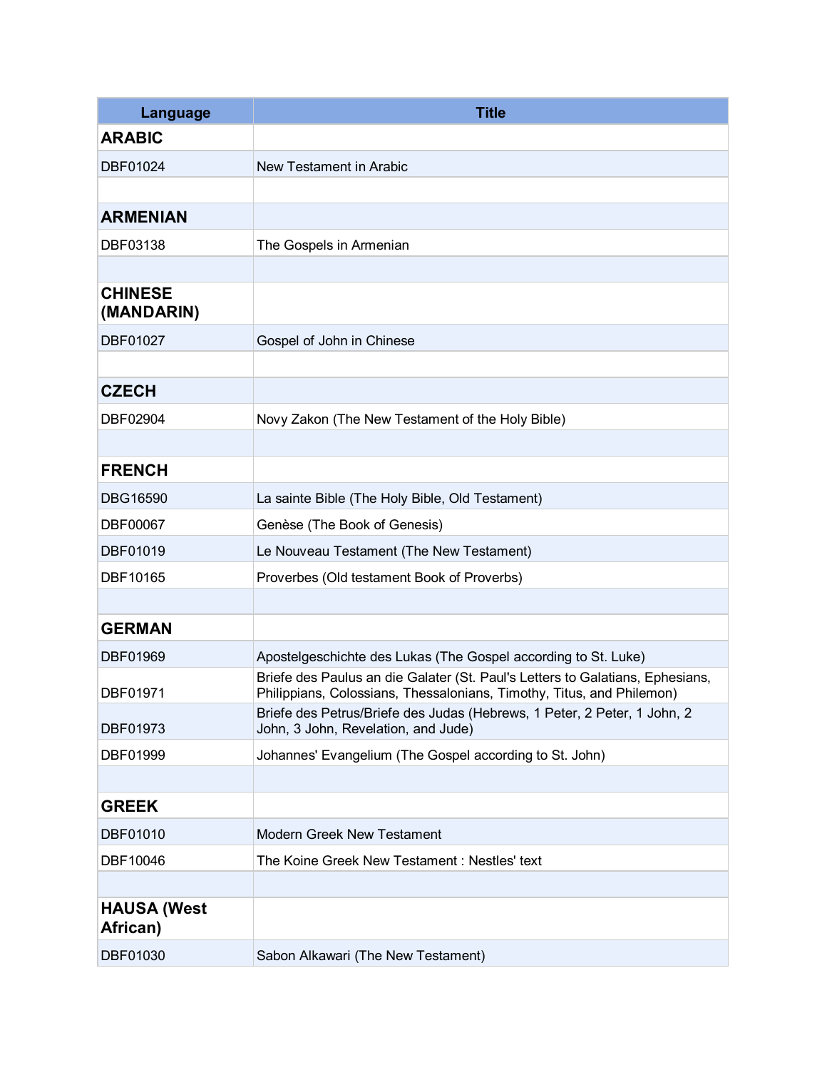| Language | Title |
|---|---|
| **ARABIC** | |
| DBF01024 | New Testament in Arabic |
| | |
| **ARMENIAN** | |
| DBF03138 | The Gospels in Armenian |
| | |
| **CHINESE (MANDARIN)** | |
| DBF01027 | Gospel of John in Chinese |
| | |
| **CZECH** | |
| DBF02904 | Novy Zakon (The New Testament of the Holy Bible) |
| | |
| **FRENCH** | |
| DBG16590 | La sainte Bible (The Holy Bible, Old Testament) |
| DBF00067 | Genèse (The Book of Genesis) |
| DBF01019 | Le Nouveau Testament (The New Testament) |
| DBF10165 | Proverbes (Old testament Book of Proverbs) |
| | |
| **GERMAN** | |
| DBF01969 | Apostelgeschichte des Lukas (The Gospel according to St. Luke) |
| DBF01971 | Briefe des Paulus an die Galater (St. Paul's Letters to Galatians, Ephesians, Philippians, Colossians, Thessalonians, Timothy, Titus, and Philemon) |
| DBF01973 | Briefe des Petrus/Briefe des Judas (Hebrews, 1 Peter, 2 Peter, 1 John, 2 John, 3 John, Revelation, and Jude) |
| DBF01999 | Johannes' Evangelium (The Gospel according to St. John) |
| | |
| **GREEK** | |
| DBF01010 | Modern Greek New Testament |
| DBF10046 | The Koine Greek New Testament : Nestles' text |
| | |
| **HAUSA (West African)** | |
| DBF01030 | Sabon Alkawari (The New Testament) |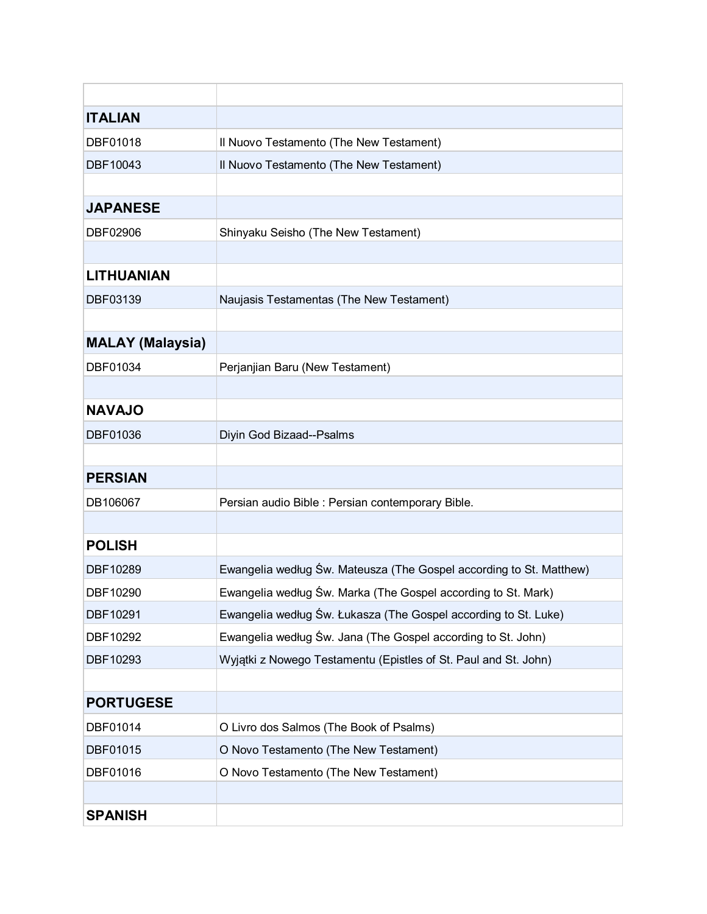| | |
|---|---|
| **ITALIAN** | |
| DBF01018 | Il Nuovo Testamento (The New Testament) |
| DBF10043 | Il Nuovo Testamento (The New Testament) |
| | |
| **JAPANESE** | |
| DBF02906 | Shinyaku Seisho (The New Testament) |
| | |
| **LITHUANIAN** | |
| DBF03139 | Naujasis Testamentas (The New Testament) |
| | |
| **MALAY (Malaysia)** | |
| DBF01034 | Perjanjian Baru (New Testament) |
| | |
| **NAVAJO** | |
| DBF01036 | Diyin God Bizaad--Psalms |
| | |
| **PERSIAN** | |
| DB106067 | Persian audio Bible : Persian contemporary Bible. |
| | |
| **POLISH** | |
| DBF10289 | Ewangelia według Św. Mateusza (The Gospel according to St. Matthew) |
| DBF10290 | Ewangelia według Św. Marka (The Gospel according to St. Mark) |
| DBF10291 | Ewangelia według Św. Łukasza (The Gospel according to St. Luke) |
| DBF10292 | Ewangelia według Św. Jana (The Gospel according to St. John) |
| DBF10293 | Wyjątki z Nowego Testamentu (Epistles of St. Paul and St. John) |
| | |
| **PORTUGESE** | |
| DBF01014 | O Livro dos Salmos (The Book of Psalms) |
| DBF01015 | O Novo Testamento (The New Testament) |
| DBF01016 | O Novo Testamento (The New Testament) |
| | |
| **SPANISH** | |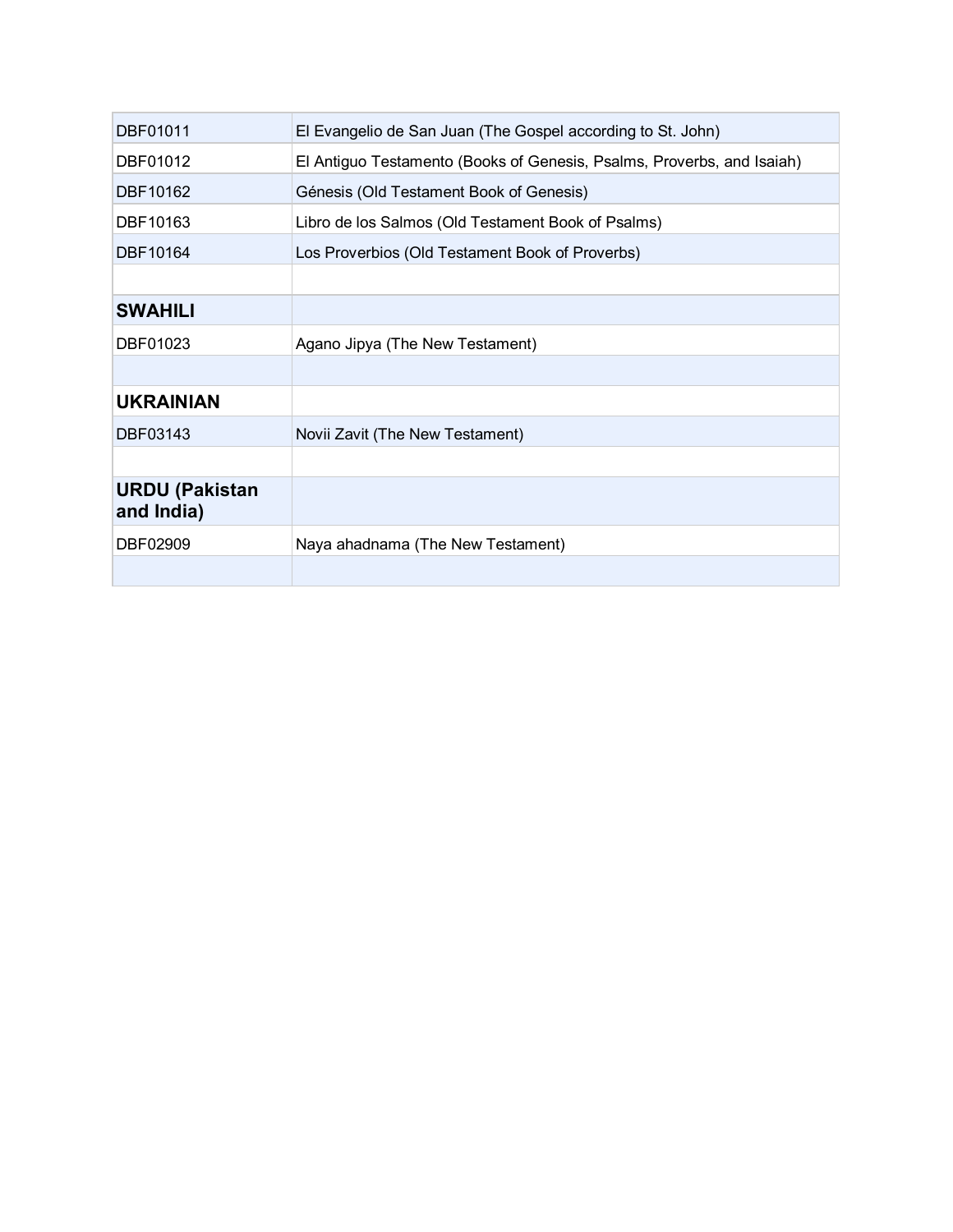| | |
|---|---|
| DBF01011 | El Evangelio de San Juan (The Gospel according to St. John) |
| DBF01012 | El Antiguo Testamento (Books of Genesis, Psalms, Proverbs, and Isaiah) |
| DBF10162 | Génesis (Old Testament Book of Genesis) |
| DBF10163 | Libro de los Salmos (Old Testament Book of Psalms) |
| DBF10164 | Los Proverbios (Old Testament Book of Proverbs) |
| | |
| **SWAHILI** | |
| DBF01023 | Agano Jipya (The New Testament) |
| | |
| **UKRAINIAN** | |
| DBF03143 | Novii Zavit (The New Testament) |
| | |
| **URDU (Pakistan and India)** | |
| DBF02909 | Naya ahadnama (The New Testament) |
| | |